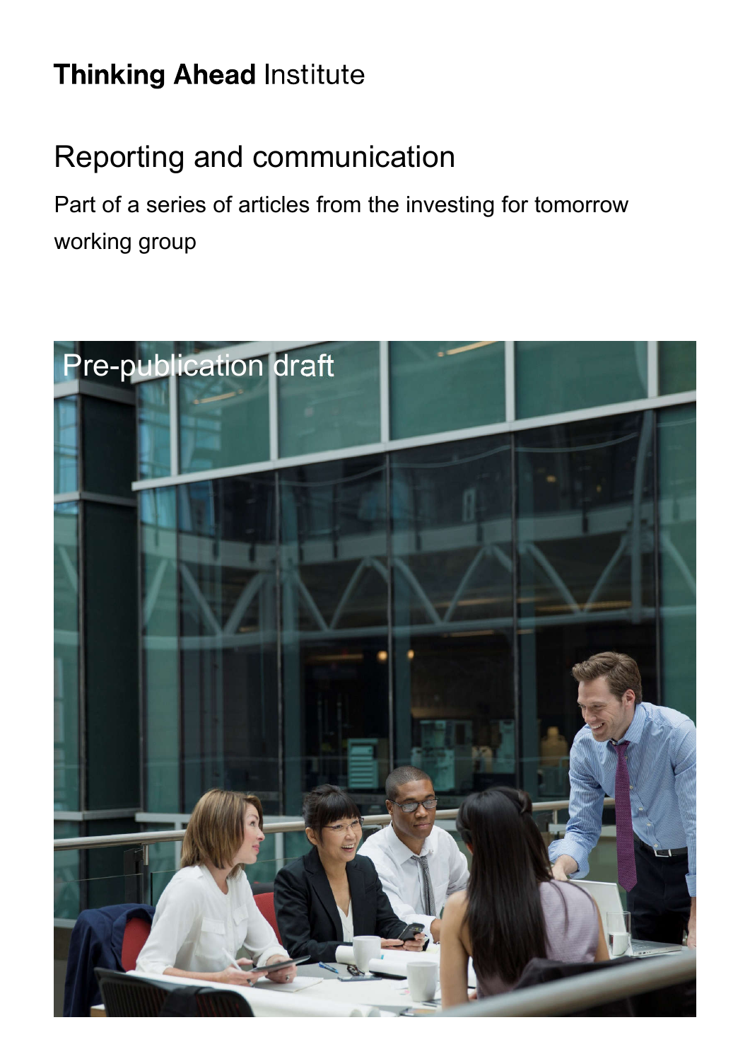**Thinking Ahead** Institute

# Reporting and communication

Part of a series of articles from the investing for tomorrow working group

Pre-publication draft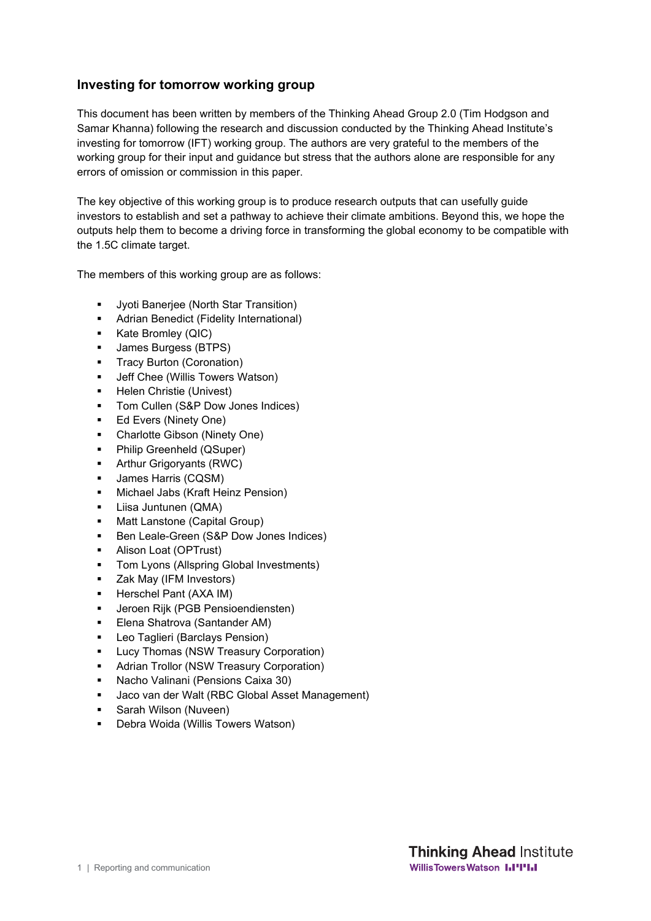## Investing for tomorrow working group

This document has been written by members of the Thinking Ahead Group 2.0 (Tim Hodgson and Samar Khanna) following the research and discussion conducted by the Thinking Ahead Institute's investing for tomorrow (IFT) working group. The authors are very grateful to the members of the working group for their input and guidance but stress that the authors alone are responsible for any errors of omission or commission in this paper.

The key objective of this working group is to produce research outputs that can usefully guide investors to establish and set a pathway to achieve their climate ambitions. Beyond this, we hope the outputs help them to become a driving force in transforming the global economy to be compatible with the 1.5C climate target.

The members of this working group are as follows:

- Jyoti Banerjee (North Star Transition)
- Adrian Benedict (Fidelity International)
- Kate Bromley (QIC)
- James Burgess (BTPS)
- Tracy Burton (Coronation)
- Jeff Chee (Willis Towers Watson)
- Helen Christie (Univest)
- Tom Cullen (S&P Dow Jones Indices)
- Ed Evers (Ninety One)
- Charlotte Gibson (Ninety One)
- Philip Greenheld (QSuper)
- Arthur Grigoryants (RWC)
- James Harris (CQSM)
- Michael Jabs (Kraft Heinz Pension)
- Liisa Juntunen (QMA)
- Matt Lanstone (Capital Group)
- Ben Leale-Green (S&P Dow Jones Indices)
- Alison Loat (OPTrust)
- Tom Lyons (Allspring Global Investments)
- Zak May (IFM Investors)
- Herschel Pant (AXA IM)
- Jeroen Rijk (PGB Pensioendiensten)
- Elena Shatrova (Santander AM)
- Leo Taglieri (Barclays Pension)
- Lucy Thomas (NSW Treasury Corporation)
- Adrian Trollor (NSW Treasury Corporation)
- Nacho Valinani (Pensions Caixa 30)
- Jaco van der Walt (RBC Global Asset Management)
- Sarah Wilson (Nuveen)
- Debra Woida (Willis Towers Watson)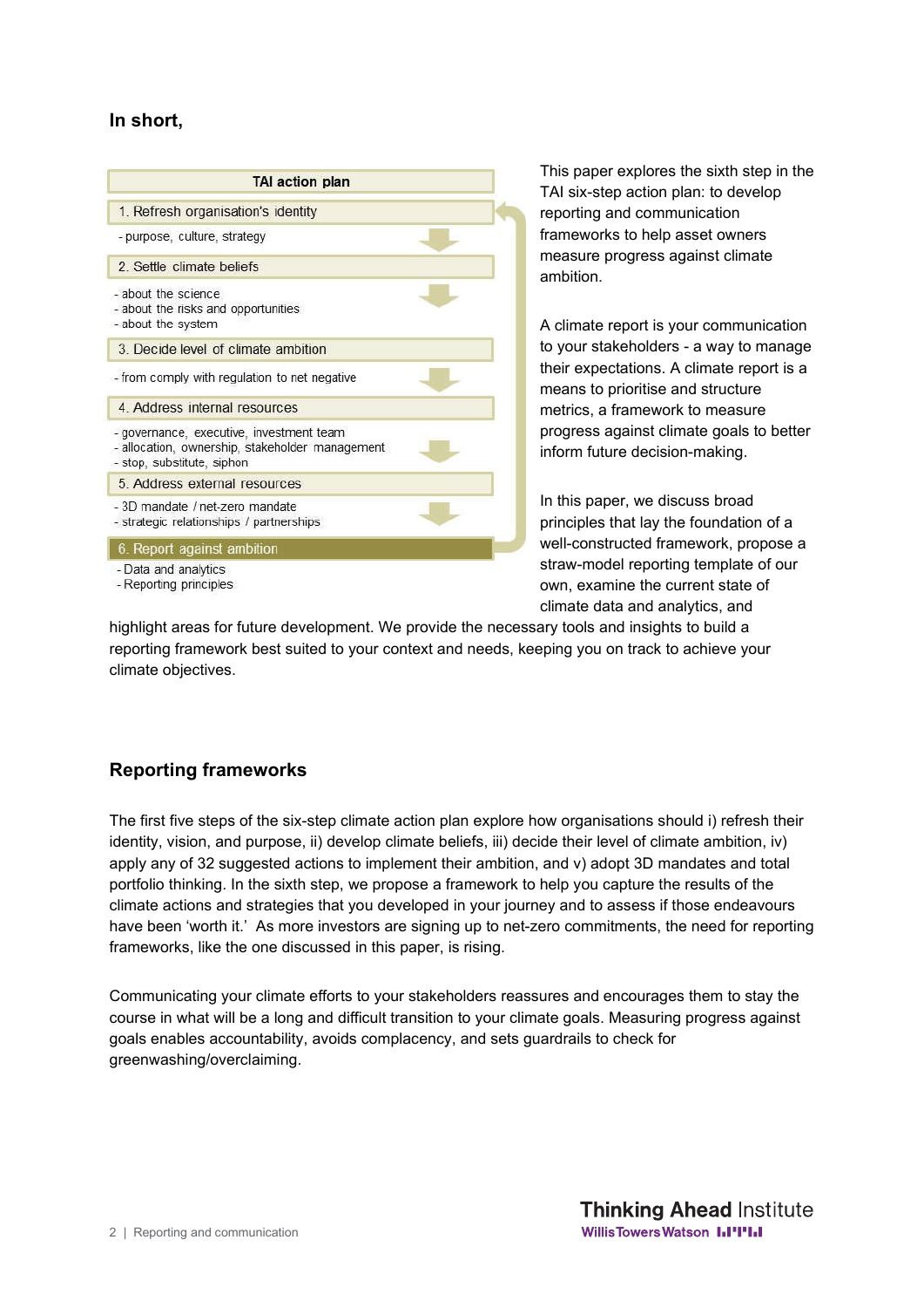## In short,

| TAI action plan |
|---|
| 1. Refresh organisation's identity |
| - purpose, culture, strategy |
| 2. Settle climate beliefs |
| - about the science<br>- about the risks and opportunities<br>- about the system |
| 3. Decide level of climate ambition |
| - from comply with regulation to net negative |
| 4. Address internal resources |
| - governance, executive, investment team<br>- allocation, ownership, stakeholder management<br>- stop, substitute, siphon |
| 5. Address external resources |
| - 3D mandate / net-zero mandate<br>- strategic relationships / partnerships |
| 6. Report against ambition |
| - Data and analytics<br>- Reporting principles |

This paper explores the sixth step in the TAI six-step action plan: to develop reporting and communication frameworks to help asset owners measure progress against climate ambition.

A climate report is your communication to your stakeholders - a way to manage their expectations. A climate report is a means to prioritise and structure metrics, a framework to measure progress against climate goals to better inform future decision-making.

In this paper, we discuss broad principles that lay the foundation of a well-constructed framework, propose a straw-model reporting template of our own, examine the current state of climate data and analytics, and highlight areas for future development. We provide the necessary tools and insights to build a reporting framework best suited to your context and needs, keeping you on track to achieve your climate objectives.

## Reporting frameworks

The first five steps of the six-step climate action plan explore how organisations should i) refresh their identity, vision, and purpose, ii) develop climate beliefs, iii) decide their level of climate ambition, iv) apply any of 32 suggested actions to implement their ambition, and v) adopt 3D mandates and total portfolio thinking. In the sixth step, we propose a framework to help you capture the results of the climate actions and strategies that you developed in your journey and to assess if those endeavours have been 'worth it.' As more investors are signing up to net-zero commitments, the need for reporting frameworks, like the one discussed in this paper, is rising.

Communicating your climate efforts to your stakeholders reassures and encourages them to stay the course in what will be a long and difficult transition to your climate goals. Measuring progress against goals enables accountability, avoids complacency, and sets guardrails to check for greenwashing/overclaiming.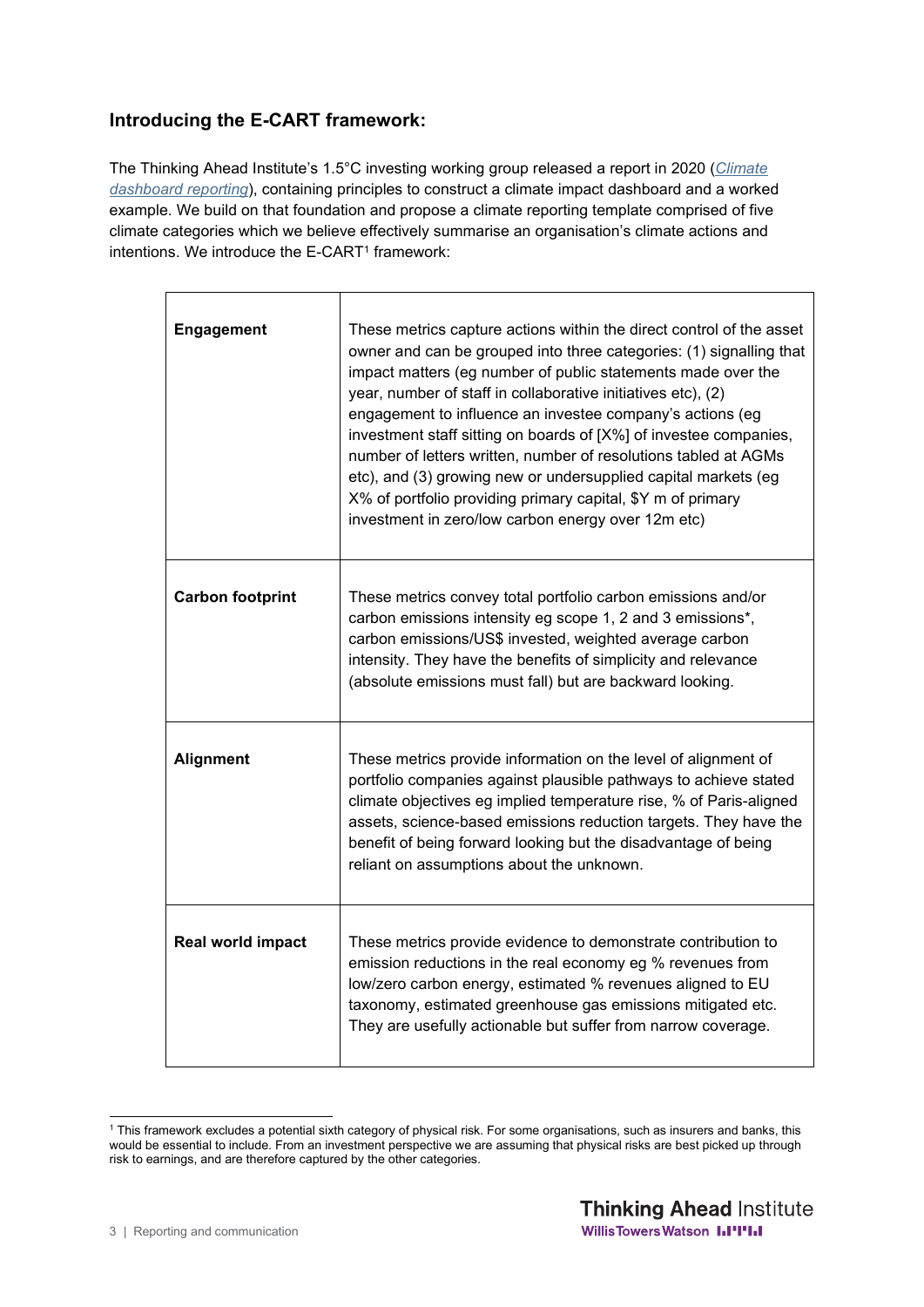## Introducing the E-CART framework:

The Thinking Ahead Institute's 1.5°C investing working group released a report in 2020 (*Climate dashboard reporting*), containing principles to construct a climate impact dashboard and a worked example. We build on that foundation and propose a climate reporting template comprised of five climate categories which we believe effectively summarise an organisation's climate actions and intentions. We introduce the E-CART[1] framework:

| | |
|---|---|
| **Engagement** | These metrics capture actions within the direct control of the asset owner and can be grouped into three categories: (1) signalling that impact matters (eg number of public statements made over the year, number of staff in collaborative initiatives etc), (2) engagement to influence an investee company's actions (eg investment staff sitting on boards of [X%] of investee companies, number of letters written, number of resolutions tabled at AGMs etc), and (3) growing new or undersupplied capital markets (eg X% of portfolio providing primary capital, $Y m of primary investment in zero/low carbon energy over 12m etc) |
| **Carbon footprint** | These metrics convey total portfolio carbon emissions and/or carbon emissions intensity eg scope 1, 2 and 3 emissions*, carbon emissions/US$ invested, weighted average carbon intensity. They have the benefits of simplicity and relevance (absolute emissions must fall) but are backward looking. |
| **Alignment** | These metrics provide information on the level of alignment of portfolio companies against plausible pathways to achieve stated climate objectives eg implied temperature rise, % of Paris-aligned assets, science-based emissions reduction targets. They have the benefit of being forward looking but the disadvantage of being reliant on assumptions about the unknown. |
| **Real world impact** | These metrics provide evidence to demonstrate contribution to emission reductions in the real economy eg % revenues from low/zero carbon energy, estimated % revenues aligned to EU taxonomy, estimated greenhouse gas emissions mitigated etc. They are usefully actionable but suffer from narrow coverage. |

[1] This framework excludes a potential sixth category of physical risk. For some organisations, such as insurers and banks, this would be essential to include. From an investment perspective we are assuming that physical risks are best picked up through risk to earnings, and are therefore captured by the other categories.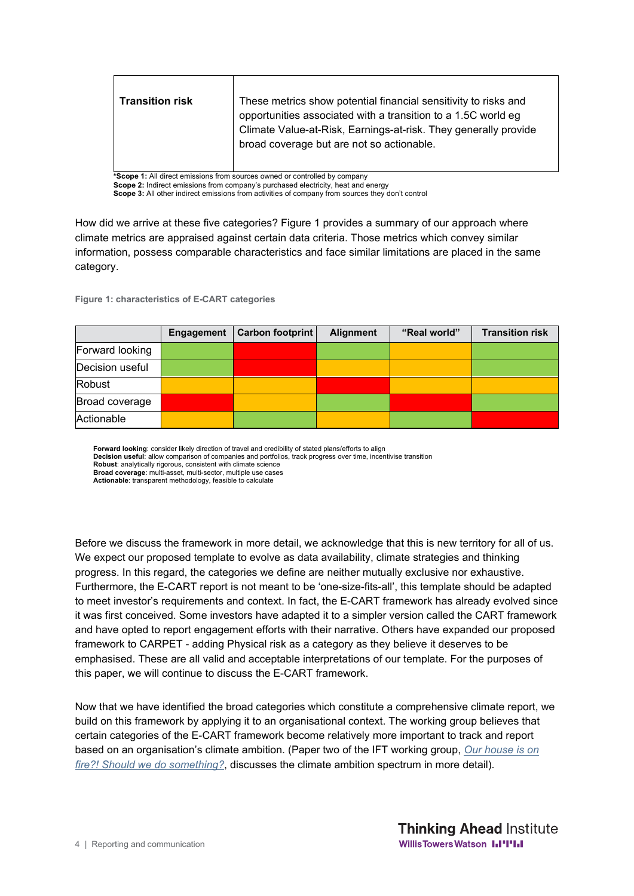| | |
|---|---|
| **Transition risk** | These metrics show potential financial sensitivity to risks and opportunities associated with a transition to a 1.5C world eg Climate Value-at-Risk, Earnings-at-risk. They generally provide broad coverage but are not so actionable. |

***Scope 1:** All direct emissions from sources owned or controlled by company
**Scope 2:** Indirect emissions from company's purchased electricity, heat and energy
**Scope 3:** All other indirect emissions from activities of company from sources they don't control

How did we arrive at these five categories? Figure 1 provides a summary of our approach where climate metrics are appraised against certain data criteria. Those metrics which convey similar information, possess comparable characteristics and face similar limitations are placed in the same category.

**Figure 1: characteristics of E-CART categories**

| | Engagement | Carbon footprint | Alignment | "Real world" | Transition risk |
|---|---|---|---|---|---|
| Forward looking | Green | Red | Green | Amber | Green |
| Decision useful | Green | Red | Amber | Amber | Green |
| Robust | Amber | Amber | Red | Amber | Amber |
| Broad coverage | Red | Amber | Green | Red | Green |
| Actionable | Amber | Green | Amber | Green | Red |

**Forward looking**: consider likely direction of travel and credibility of stated plans/efforts to align
**Decision useful**: allow comparison of companies and portfolios, track progress over time, incentivise transition
**Robust**: analytically rigorous, consistent with climate science
**Broad coverage**: multi-asset, multi-sector, multiple use cases
**Actionable**: transparent methodology, feasible to calculate

Before we discuss the framework in more detail, we acknowledge that this is new territory for all of us. We expect our proposed template to evolve as data availability, climate strategies and thinking progress. In this regard, the categories we define are neither mutually exclusive nor exhaustive. Furthermore, the E-CART report is not meant to be 'one-size-fits-all', this template should be adapted to meet investor's requirements and context. In fact, the E-CART framework has already evolved since it was first conceived. Some investors have adapted it to a simpler version called the CART framework and have opted to report engagement efforts with their narrative. Others have expanded our proposed framework to CARPET - adding Physical risk as a category as they believe it deserves to be emphasised. These are all valid and acceptable interpretations of our template. For the purposes of this paper, we will continue to discuss the E-CART framework.

Now that we have identified the broad categories which constitute a comprehensive climate report, we build on this framework by applying it to an organisational context. The working group believes that certain categories of the E-CART framework become relatively more important to track and report based on an organisation's climate ambition. (Paper two of the IFT working group, *Our house is on fire?! Should we do something?*, discusses the climate ambition spectrum in more detail).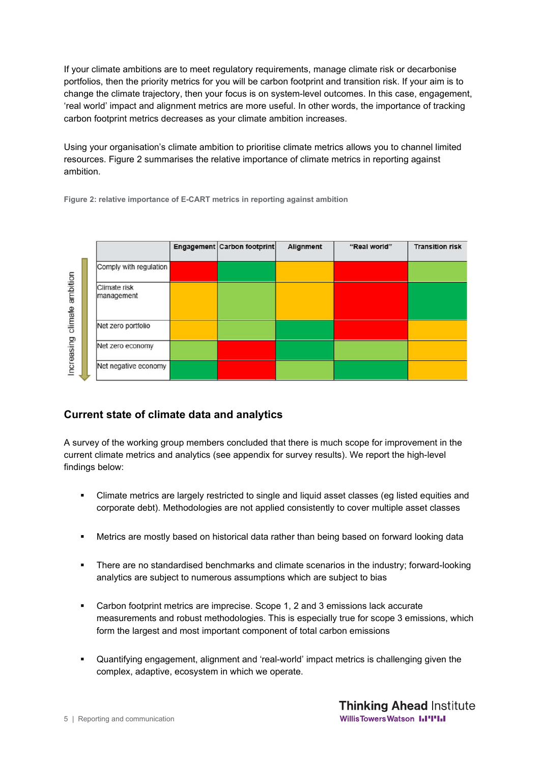If your climate ambitions are to meet regulatory requirements, manage climate risk or decarbonise portfolios, then the priority metrics for you will be carbon footprint and transition risk. If your aim is to change the climate trajectory, then your focus is on system-level outcomes. In this case, engagement, 'real world' impact and alignment metrics are more useful. In other words, the importance of tracking carbon footprint metrics decreases as your climate ambition increases.

Using your organisation's climate ambition to prioritise climate metrics allows you to channel limited resources. Figure 2 summarises the relative importance of climate metrics in reporting against ambition.

Figure 2: relative importance of E-CART metrics in reporting against ambition

Increasing climate ambition

| | Engagement | Carbon footprint | Alignment | "Real world" | Transition risk |
|---|---|---|---|---|---|
| Comply with regulation | | | | | |
| Climate risk management | | | | | |
| Net zero portfolio | | | | | |
| Net zero economy | | | | | |
| Net negative economy | | | | | |

## Current state of climate data and analytics

A survey of the working group members concluded that there is much scope for improvement in the current climate metrics and analytics (see appendix for survey results). We report the high-level findings below:

- Climate metrics are largely restricted to single and liquid asset classes (eg listed equities and corporate debt). Methodologies are not applied consistently to cover multiple asset classes
- Metrics are mostly based on historical data rather than being based on forward looking data
- There are no standardised benchmarks and climate scenarios in the industry; forward-looking analytics are subject to numerous assumptions which are subject to bias
- Carbon footprint metrics are imprecise. Scope 1, 2 and 3 emissions lack accurate measurements and robust methodologies. This is especially true for scope 3 emissions, which form the largest and most important component of total carbon emissions
- Quantifying engagement, alignment and 'real-world' impact metrics is challenging given the complex, adaptive, ecosystem in which we operate.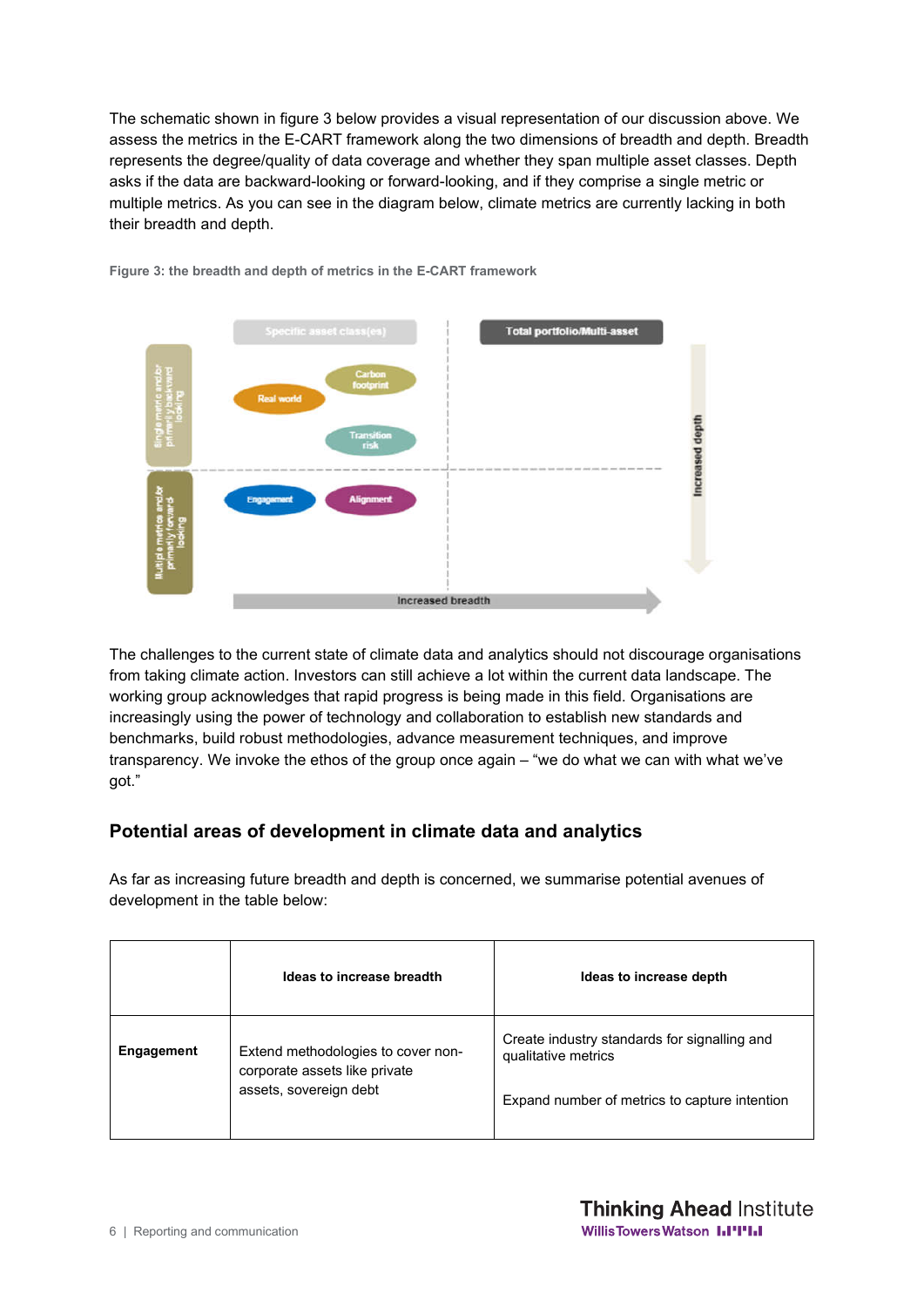The schematic shown in figure 3 below provides a visual representation of our discussion above. We assess the metrics in the E-CART framework along the two dimensions of breadth and depth. Breadth represents the degree/quality of data coverage and whether they span multiple asset classes. Depth asks if the data are backward-looking or forward-looking, and if they comprise a single metric or multiple metrics. As you can see in the diagram below, climate metrics are currently lacking in both their breadth and depth.

**Figure 3: the breadth and depth of metrics in the E-CART framework**

The challenges to the current state of climate data and analytics should not discourage organisations from taking climate action. Investors can still achieve a lot within the current data landscape. The working group acknowledges that rapid progress is being made in this field. Organisations are increasingly using the power of technology and collaboration to establish new standards and benchmarks, build robust methodologies, advance measurement techniques, and improve transparency. We invoke the ethos of the group once again – "we do what we can with what we've got."

## Potential areas of development in climate data and analytics

As far as increasing future breadth and depth is concerned, we summarise potential avenues of development in the table below:

| | Ideas to increase breadth | Ideas to increase depth |
|---|---|---|
| **Engagement** | Extend methodologies to cover non-corporate assets like private assets, sovereign debt | Create industry standards for signalling and qualitative metrics<br><br>Expand number of metrics to capture intention |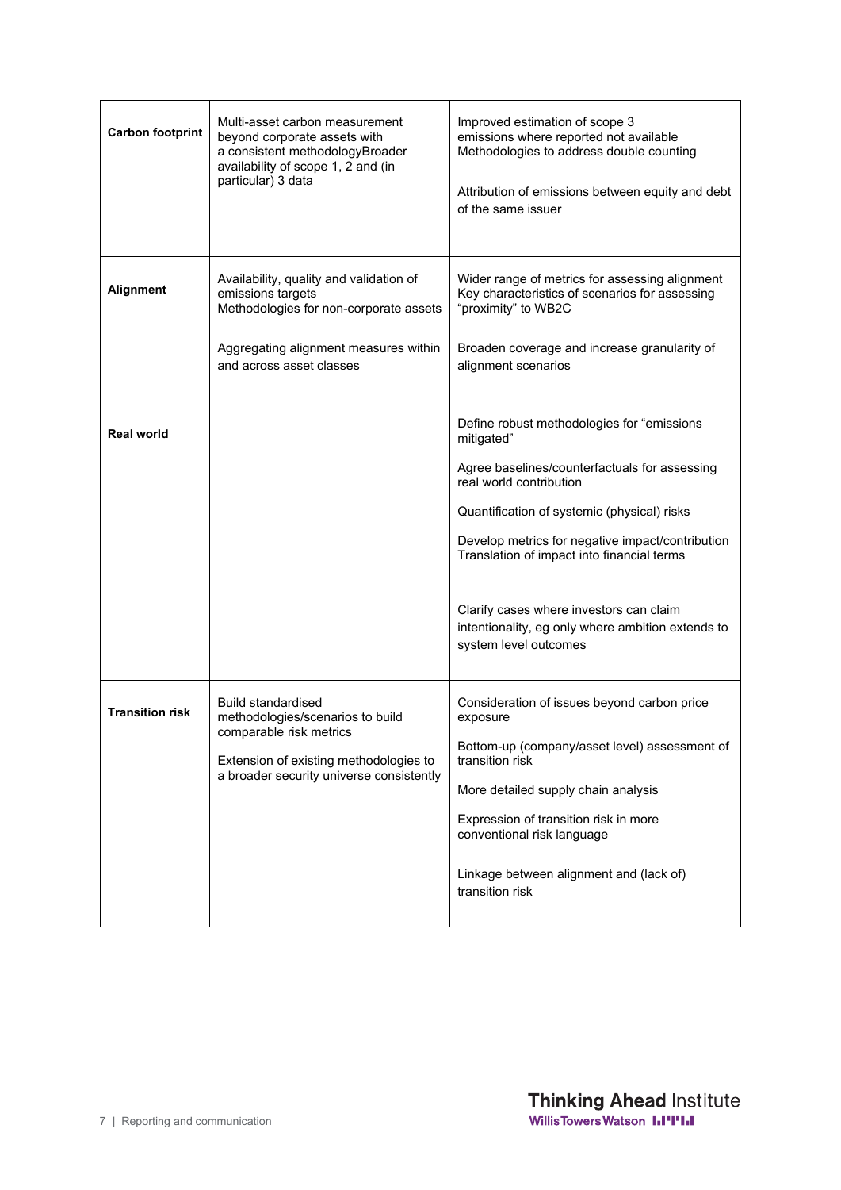| | | |
|---|---|---|
| **Carbon footprint** | Multi-asset carbon measurement beyond corporate assets with a consistent methodologyBroader availability of scope 1, 2 and (in particular) 3 data | Improved estimation of scope 3 emissions where reported not available Methodologies to address double counting<br><br>Attribution of emissions between equity and debt of the same issuer |
| **Alignment** | Availability, quality and validation of emissions targets Methodologies for non-corporate assets<br><br>Aggregating alignment measures within and across asset classes | Wider range of metrics for assessing alignment Key characteristics of scenarios for assessing "proximity" to WB2C<br><br>Broaden coverage and increase granularity of alignment scenarios |
| **Real world** | | Define robust methodologies for "emissions mitigated"<br><br>Agree baselines/counterfactuals for assessing real world contribution<br><br>Quantification of systemic (physical) risks<br><br>Develop metrics for negative impact/contribution Translation of impact into financial terms<br><br>Clarify cases where investors can claim intentionality, eg only where ambition extends to system level outcomes |
| **Transition risk** | Build standardised methodologies/scenarios to build comparable risk metrics<br><br>Extension of existing methodologies to a broader security universe consistently | Consideration of issues beyond carbon price exposure<br><br>Bottom-up (company/asset level) assessment of transition risk<br><br>More detailed supply chain analysis<br><br>Expression of transition risk in more conventional risk language<br><br>Linkage between alignment and (lack of) transition risk |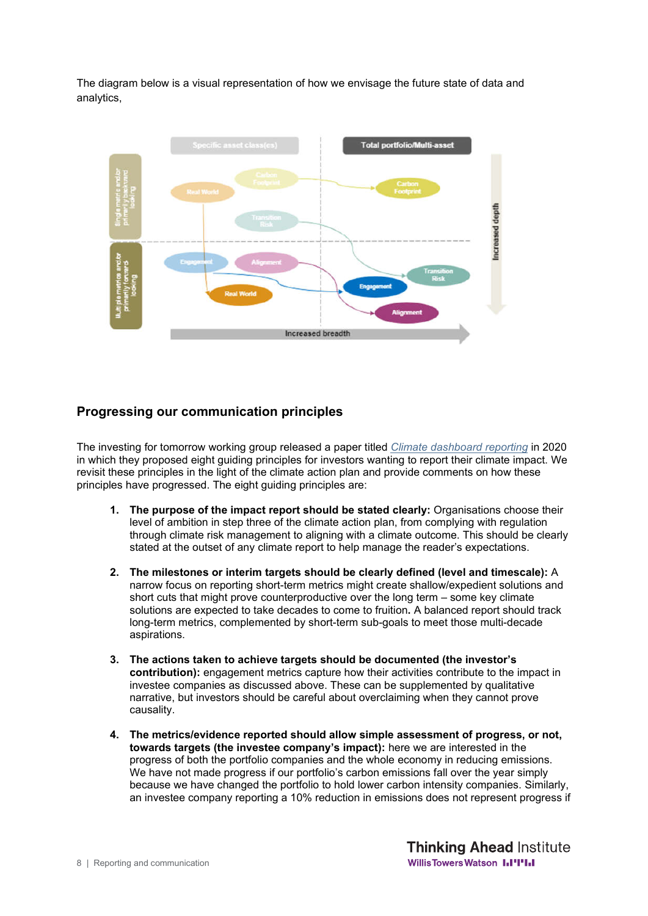The diagram below is a visual representation of how we envisage the future state of data and analytics,

## Progressing our communication principles

The investing for tomorrow working group released a paper titled *Climate dashboard reporting* in 2020 in which they proposed eight guiding principles for investors wanting to report their climate impact. We revisit these principles in the light of the climate action plan and provide comments on how these principles have progressed. The eight guiding principles are:

1. **The purpose of the impact report should be stated clearly:** Organisations choose their level of ambition in step three of the climate action plan, from complying with regulation through climate risk management to aligning with a climate outcome. This should be clearly stated at the outset of any climate report to help manage the reader's expectations.

2. **The milestones or interim targets should be clearly defined (level and timescale):** A narrow focus on reporting short-term metrics might create shallow/expedient solutions and short cuts that might prove counterproductive over the long term – some key climate solutions are expected to take decades to come to fruition. A balanced report should track long-term metrics, complemented by short-term sub-goals to meet those multi-decade aspirations.

3. **The actions taken to achieve targets should be documented (the investor's contribution):** engagement metrics capture how their activities contribute to the impact in investee companies as discussed above. These can be supplemented by qualitative narrative, but investors should be careful about overclaiming when they cannot prove causality.

4. **The metrics/evidence reported should allow simple assessment of progress, or not, towards targets (the investee company's impact):** here we are interested in the progress of both the portfolio companies and the whole economy in reducing emissions. We have not made progress if our portfolio's carbon emissions fall over the year simply because we have changed the portfolio to hold lower carbon intensity companies. Similarly, an investee company reporting a 10% reduction in emissions does not represent progress if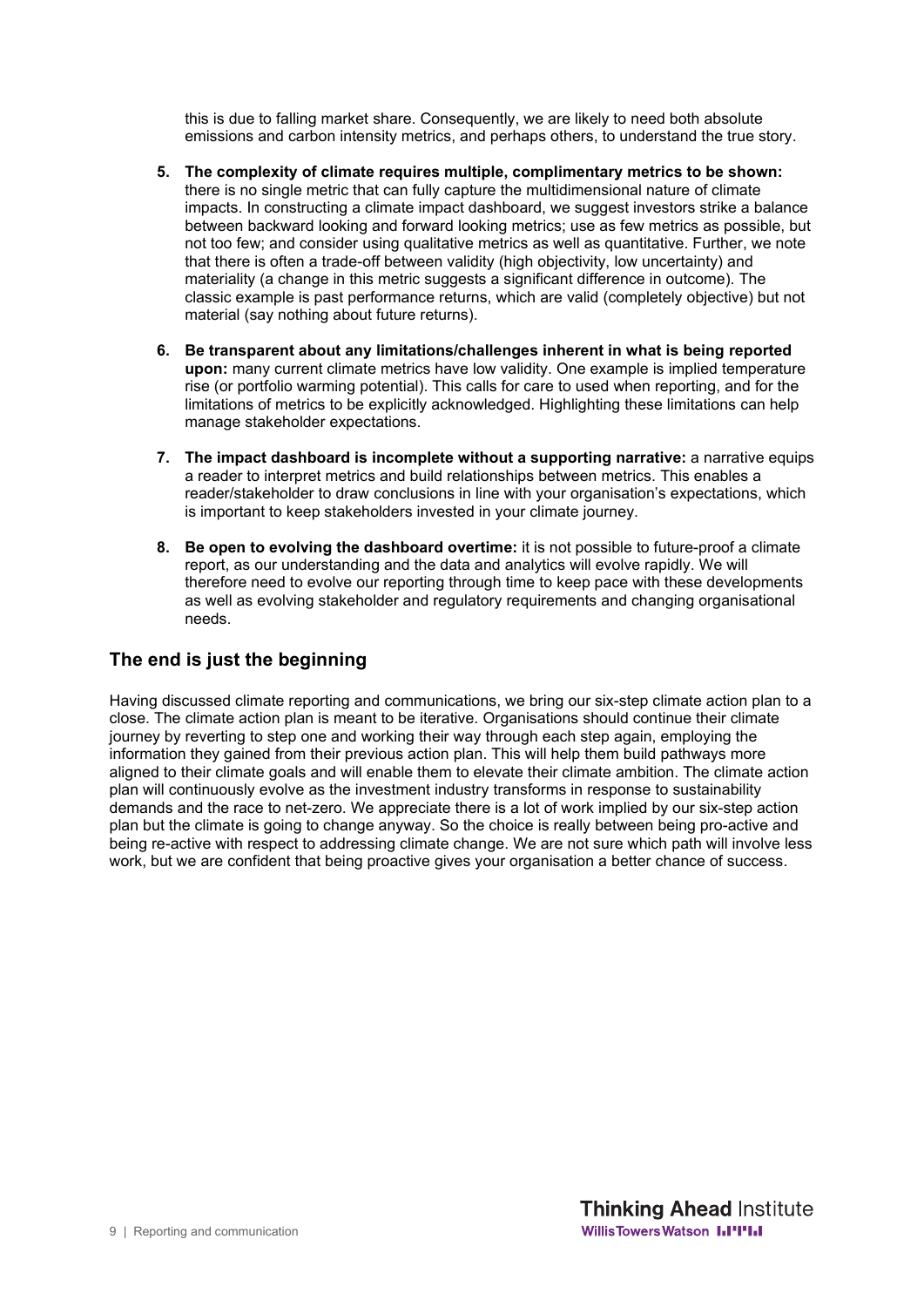this is due to falling market share. Consequently, we are likely to need both absolute emissions and carbon intensity metrics, and perhaps others, to understand the true story.

5. **The complexity of climate requires multiple, complimentary metrics to be shown:** there is no single metric that can fully capture the multidimensional nature of climate impacts. In constructing a climate impact dashboard, we suggest investors strike a balance between backward looking and forward looking metrics; use as few metrics as possible, but not too few; and consider using qualitative metrics as well as quantitative. Further, we note that there is often a trade-off between validity (high objectivity, low uncertainty) and materiality (a change in this metric suggests a significant difference in outcome). The classic example is past performance returns, which are valid (completely objective) but not material (say nothing about future returns).

6. **Be transparent about any limitations/challenges inherent in what is being reported upon:** many current climate metrics have low validity. One example is implied temperature rise (or portfolio warming potential). This calls for care to used when reporting, and for the limitations of metrics to be explicitly acknowledged. Highlighting these limitations can help manage stakeholder expectations.

7. **The impact dashboard is incomplete without a supporting narrative:** a narrative equips a reader to interpret metrics and build relationships between metrics. This enables a reader/stakeholder to draw conclusions in line with your organisation's expectations, which is important to keep stakeholders invested in your climate journey.

8. **Be open to evolving the dashboard overtime:** it is not possible to future-proof a climate report, as our understanding and the data and analytics will evolve rapidly. We will therefore need to evolve our reporting through time to keep pace with these developments as well as evolving stakeholder and regulatory requirements and changing organisational needs.

## The end is just the beginning

Having discussed climate reporting and communications, we bring our six-step climate action plan to a close. The climate action plan is meant to be iterative. Organisations should continue their climate journey by reverting to step one and working their way through each step again, employing the information they gained from their previous action plan. This will help them build pathways more aligned to their climate goals and will enable them to elevate their climate ambition. The climate action plan will continuously evolve as the investment industry transforms in response to sustainability demands and the race to net-zero. We appreciate there is a lot of work implied by our six-step action plan but the climate is going to change anyway. So the choice is really between being pro-active and being re-active with respect to addressing climate change. We are not sure which path will involve less work, but we are confident that being proactive gives your organisation a better chance of success.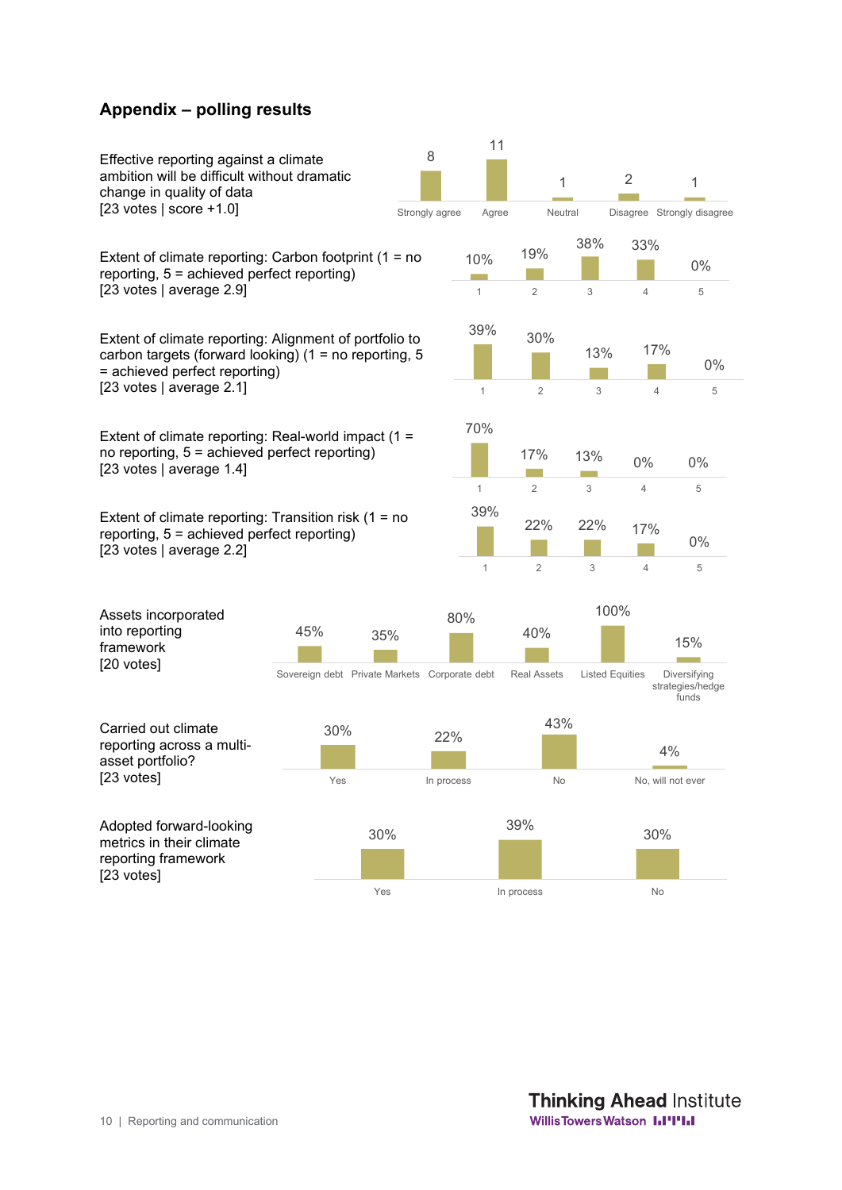## Appendix – polling results

Effective reporting against a climate ambition will be difficult without dramatic change in quality of data
[23 votes | score +1.0]

| Strongly agree | Agree | Neutral | Disagree | Strongly disagree |
| --- | --- | --- | --- | --- |
| 8 | 11 | 1 | 2 | 1 |

Extent of climate reporting: Carbon footprint (1 = no reporting, 5 = achieved perfect reporting)
[23 votes | average 2.9]

| 1 | 2 | 3 | 4 | 5 |
| --- | --- | --- | --- | --- |
| 10% | 19% | 38% | 33% | 0% |

Extent of climate reporting: Alignment of portfolio to carbon targets (forward looking) (1 = no reporting, 5 = achieved perfect reporting)
[23 votes | average 2.1]

| 1 | 2 | 3 | 4 | 5 |
| --- | --- | --- | --- | --- |
| 39% | 30% | 13% | 17% | 0% |

Extent of climate reporting: Real-world impact (1 = no reporting, 5 = achieved perfect reporting)
[23 votes | average 1.4]

| 1 | 2 | 3 | 4 | 5 |
| --- | --- | --- | --- | --- |
| 70% | 17% | 13% | 0% | 0% |

Extent of climate reporting: Transition risk (1 = no reporting, 5 = achieved perfect reporting)
[23 votes | average 2.2]

| 1 | 2 | 3 | 4 | 5 |
| --- | --- | --- | --- | --- |
| 39% | 22% | 22% | 17% | 0% |

Assets incorporated into reporting framework
[20 votes]

| Sovereign debt | Private Markets | Corporate debt | Real Assets | Listed Equities | Diversifying strategies/hedge funds |
| --- | --- | --- | --- | --- | --- |
| 45% | 35% | 80% | 40% | 100% | 15% |

Carried out climate reporting across a multi-asset portfolio?
[23 votes]

| Yes | In process | No | No, will not ever |
| --- | --- | --- | --- |
| 30% | 22% | 43% | 4% |

Adopted forward-looking metrics in their climate reporting framework
[23 votes]

| Yes | In process | No |
| --- | --- | --- |
| 30% | 39% | 30% |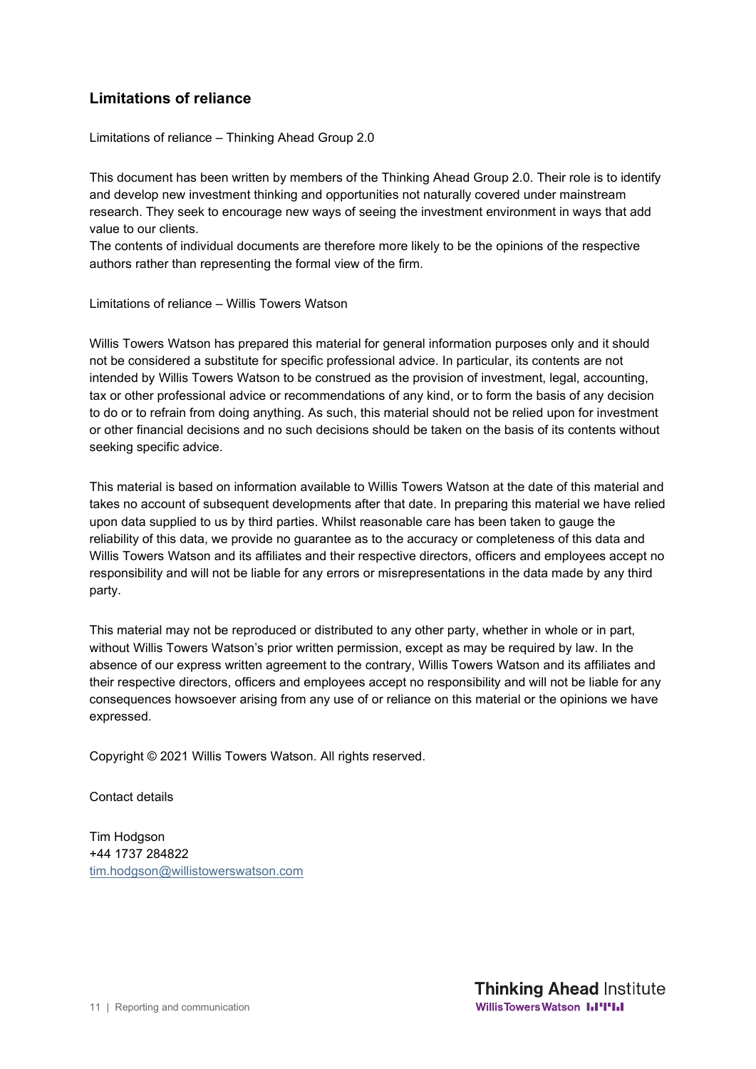## Limitations of reliance

Limitations of reliance – Thinking Ahead Group 2.0

This document has been written by members of the Thinking Ahead Group 2.0. Their role is to identify and develop new investment thinking and opportunities not naturally covered under mainstream research. They seek to encourage new ways of seeing the investment environment in ways that add value to our clients.
The contents of individual documents are therefore more likely to be the opinions of the respective authors rather than representing the formal view of the firm.

Limitations of reliance – Willis Towers Watson

Willis Towers Watson has prepared this material for general information purposes only and it should not be considered a substitute for specific professional advice. In particular, its contents are not intended by Willis Towers Watson to be construed as the provision of investment, legal, accounting, tax or other professional advice or recommendations of any kind, or to form the basis of any decision to do or to refrain from doing anything. As such, this material should not be relied upon for investment or other financial decisions and no such decisions should be taken on the basis of its contents without seeking specific advice.

This material is based on information available to Willis Towers Watson at the date of this material and takes no account of subsequent developments after that date. In preparing this material we have relied upon data supplied to us by third parties. Whilst reasonable care has been taken to gauge the reliability of this data, we provide no guarantee as to the accuracy or completeness of this data and Willis Towers Watson and its affiliates and their respective directors, officers and employees accept no responsibility and will not be liable for any errors or misrepresentations in the data made by any third party.

This material may not be reproduced or distributed to any other party, whether in whole or in part, without Willis Towers Watson's prior written permission, except as may be required by law. In the absence of our express written agreement to the contrary, Willis Towers Watson and its affiliates and their respective directors, officers and employees accept no responsibility and will not be liable for any consequences howsoever arising from any use of or reliance on this material or the opinions we have expressed.

Copyright © 2021 Willis Towers Watson. All rights reserved.

Contact details

Tim Hodgson
+44 1737 284822
tim.hodgson@willistowerswatson.com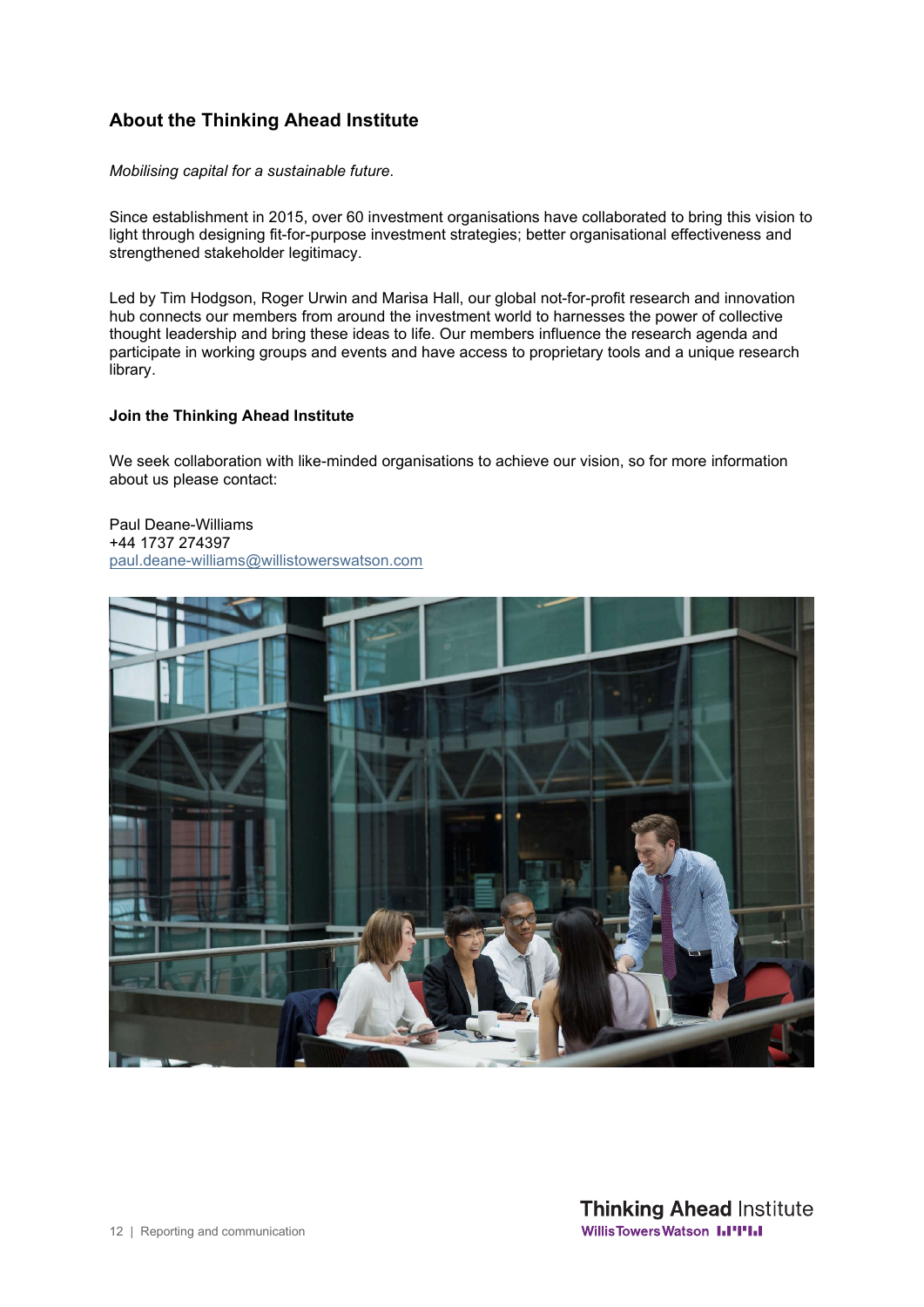## About the Thinking Ahead Institute

*Mobilising capital for a sustainable future*.

Since establishment in 2015, over 60 investment organisations have collaborated to bring this vision to light through designing fit-for-purpose investment strategies; better organisational effectiveness and strengthened stakeholder legitimacy.

Led by Tim Hodgson, Roger Urwin and Marisa Hall, our global not-for-profit research and innovation hub connects our members from around the investment world to harnesses the power of collective thought leadership and bring these ideas to life. Our members influence the research agenda and participate in working groups and events and have access to proprietary tools and a unique research library.

### Join the Thinking Ahead Institute

We seek collaboration with like-minded organisations to achieve our vision, so for more information about us please contact:

Paul Deane-Williams
+44 1737 274397
paul.deane-williams@willistowerswatson.com